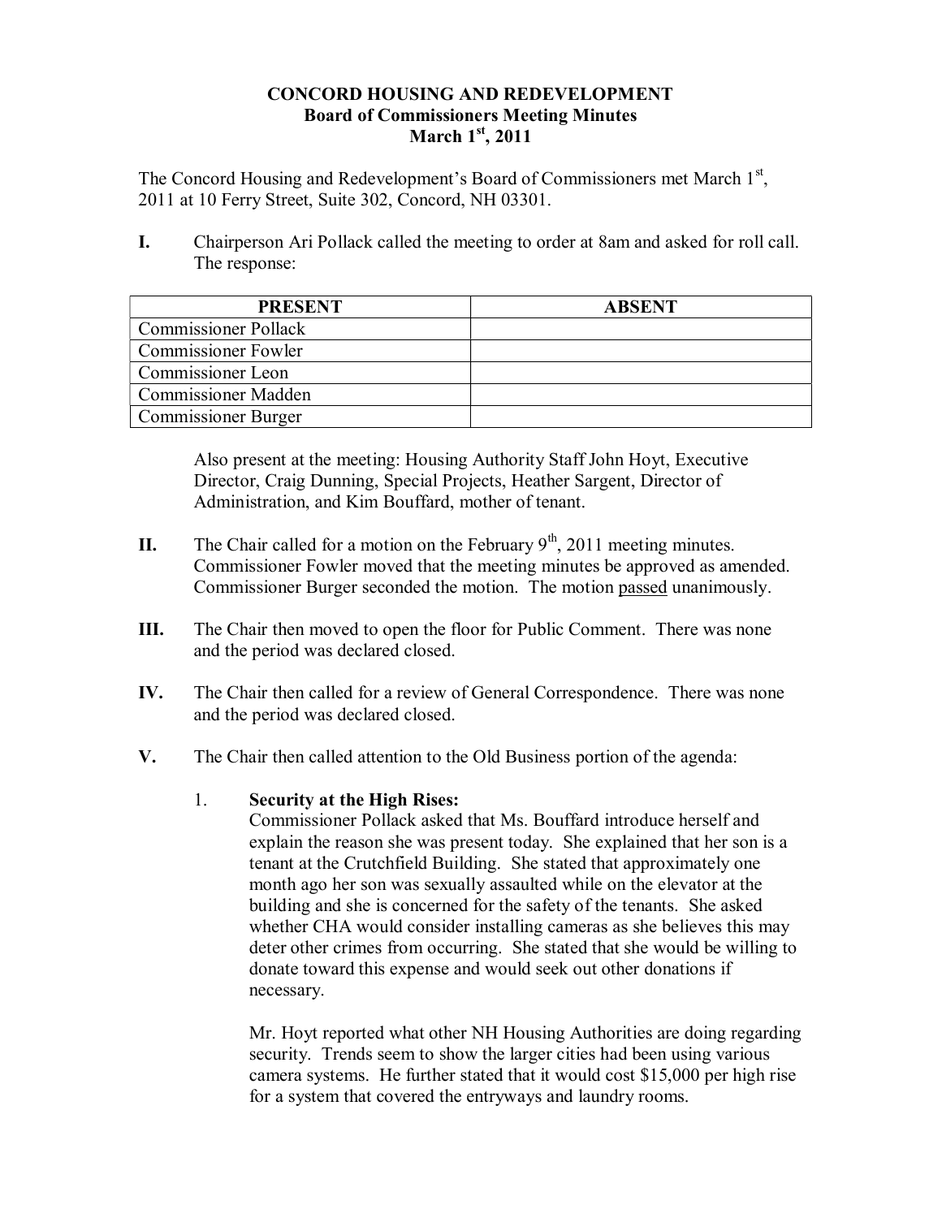# CONCORD HOUSING AND REDEVELOPMENT
## Board of Commissioners Meeting Minutes
## March 1st, 2011

The Concord Housing and Redevelopment's Board of Commissioners met March 1st, 2011 at 10 Ferry Street, Suite 302, Concord, NH 03301.

**I.** Chairperson Ari Pollack called the meeting to order at 8am and asked for roll call. The response:

| PRESENT | ABSENT |
|---|---|
| Commissioner Pollack | |
| Commissioner Fowler | |
| Commissioner Leon | |
| Commissioner Madden | |
| Commissioner Burger | |

Also present at the meeting: Housing Authority Staff John Hoyt, Executive Director, Craig Dunning, Special Projects, Heather Sargent, Director of Administration, and Kim Bouffard, mother of tenant.

**II.** The Chair called for a motion on the February 9th, 2011 meeting minutes. Commissioner Fowler moved that the meeting minutes be approved as amended. Commissioner Burger seconded the motion. The motion passed unanimously.

**III.** The Chair then moved to open the floor for Public Comment. There was none and the period was declared closed.

**IV.** The Chair then called for a review of General Correspondence. There was none and the period was declared closed.

**V.** The Chair then called attention to the Old Business portion of the agenda:

1. **Security at the High Rises:**
   Commissioner Pollack asked that Ms. Bouffard introduce herself and explain the reason she was present today. She explained that her son is a tenant at the Crutchfield Building. She stated that approximately one month ago her son was sexually assaulted while on the elevator at the building and she is concerned for the safety of the tenants. She asked whether CHA would consider installing cameras as she believes this may deter other crimes from occurring. She stated that she would be willing to donate toward this expense and would seek out other donations if necessary.

   Mr. Hoyt reported what other NH Housing Authorities are doing regarding security. Trends seem to show the larger cities had been using various camera systems. He further stated that it would cost $15,000 per high rise for a system that covered the entryways and laundry rooms.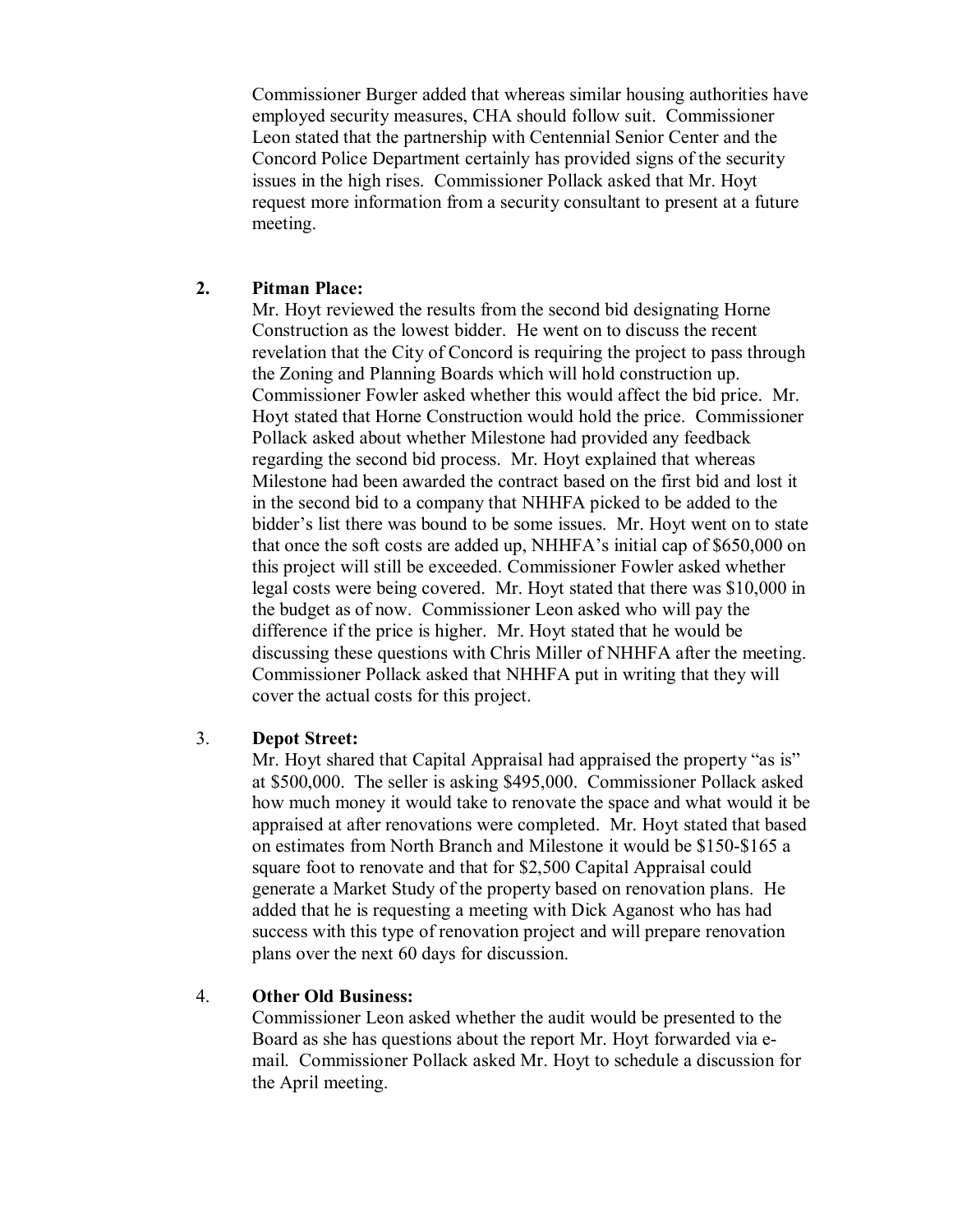Commissioner Burger added that whereas similar housing authorities have employed security measures, CHA should follow suit. Commissioner Leon stated that the partnership with Centennial Senior Center and the Concord Police Department certainly has provided signs of the security issues in the high rises. Commissioner Pollack asked that Mr. Hoyt request more information from a security consultant to present at a future meeting.

2. **Pitman Place:**

   Mr. Hoyt reviewed the results from the second bid designating Horne Construction as the lowest bidder. He went on to discuss the recent revelation that the City of Concord is requiring the project to pass through the Zoning and Planning Boards which will hold construction up. Commissioner Fowler asked whether this would affect the bid price. Mr. Hoyt stated that Horne Construction would hold the price. Commissioner Pollack asked about whether Milestone had provided any feedback regarding the second bid process. Mr. Hoyt explained that whereas Milestone had been awarded the contract based on the first bid and lost it in the second bid to a company that NHHFA picked to be added to the bidder's list there was bound to be some issues. Mr. Hoyt went on to state that once the soft costs are added up, NHHFA's initial cap of $650,000 on this project will still be exceeded. Commissioner Fowler asked whether legal costs were being covered. Mr. Hoyt stated that there was $10,000 in the budget as of now. Commissioner Leon asked who will pay the difference if the price is higher. Mr. Hoyt stated that he would be discussing these questions with Chris Miller of NHHFA after the meeting. Commissioner Pollack asked that NHHFA put in writing that they will cover the actual costs for this project.

3. **Depot Street:**

   Mr. Hoyt shared that Capital Appraisal had appraised the property "as is" at $500,000. The seller is asking $495,000. Commissioner Pollack asked how much money it would take to renovate the space and what would it be appraised at after renovations were completed. Mr. Hoyt stated that based on estimates from North Branch and Milestone it would be $150-$165 a square foot to renovate and that for $2,500 Capital Appraisal could generate a Market Study of the property based on renovation plans. He added that he is requesting a meeting with Dick Aganost who has had success with this type of renovation project and will prepare renovation plans over the next 60 days for discussion.

4. **Other Old Business:**

   Commissioner Leon asked whether the audit would be presented to the Board as she has questions about the report Mr. Hoyt forwarded via e-mail. Commissioner Pollack asked Mr. Hoyt to schedule a discussion for the April meeting.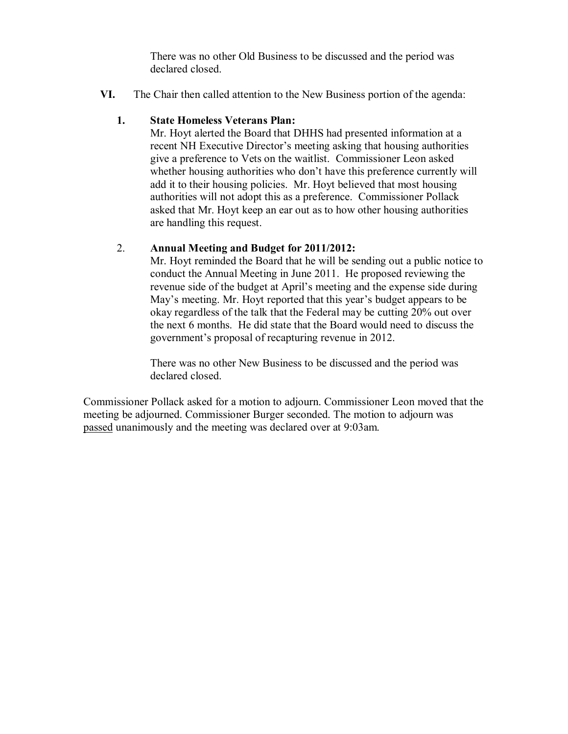There was no other Old Business to be discussed and the period was declared closed.

**VI.** The Chair then called attention to the New Business portion of the agenda:

**1. State Homeless Veterans Plan:**
Mr. Hoyt alerted the Board that DHHS had presented information at a recent NH Executive Director's meeting asking that housing authorities give a preference to Vets on the waitlist. Commissioner Leon asked whether housing authorities who don't have this preference currently will add it to their housing policies. Mr. Hoyt believed that most housing authorities will not adopt this as a preference. Commissioner Pollack asked that Mr. Hoyt keep an ear out as to how other housing authorities are handling this request.

2. **Annual Meeting and Budget for 2011/2012:**
Mr. Hoyt reminded the Board that he will be sending out a public notice to conduct the Annual Meeting in June 2011. He proposed reviewing the revenue side of the budget at April's meeting and the expense side during May's meeting. Mr. Hoyt reported that this year's budget appears to be okay regardless of the talk that the Federal may be cutting 20% out over the next 6 months. He did state that the Board would need to discuss the government's proposal of recapturing revenue in 2012.

There was no other New Business to be discussed and the period was declared closed.

Commissioner Pollack asked for a motion to adjourn. Commissioner Leon moved that the meeting be adjourned. Commissioner Burger seconded. The motion to adjourn was passed unanimously and the meeting was declared over at 9:03am.